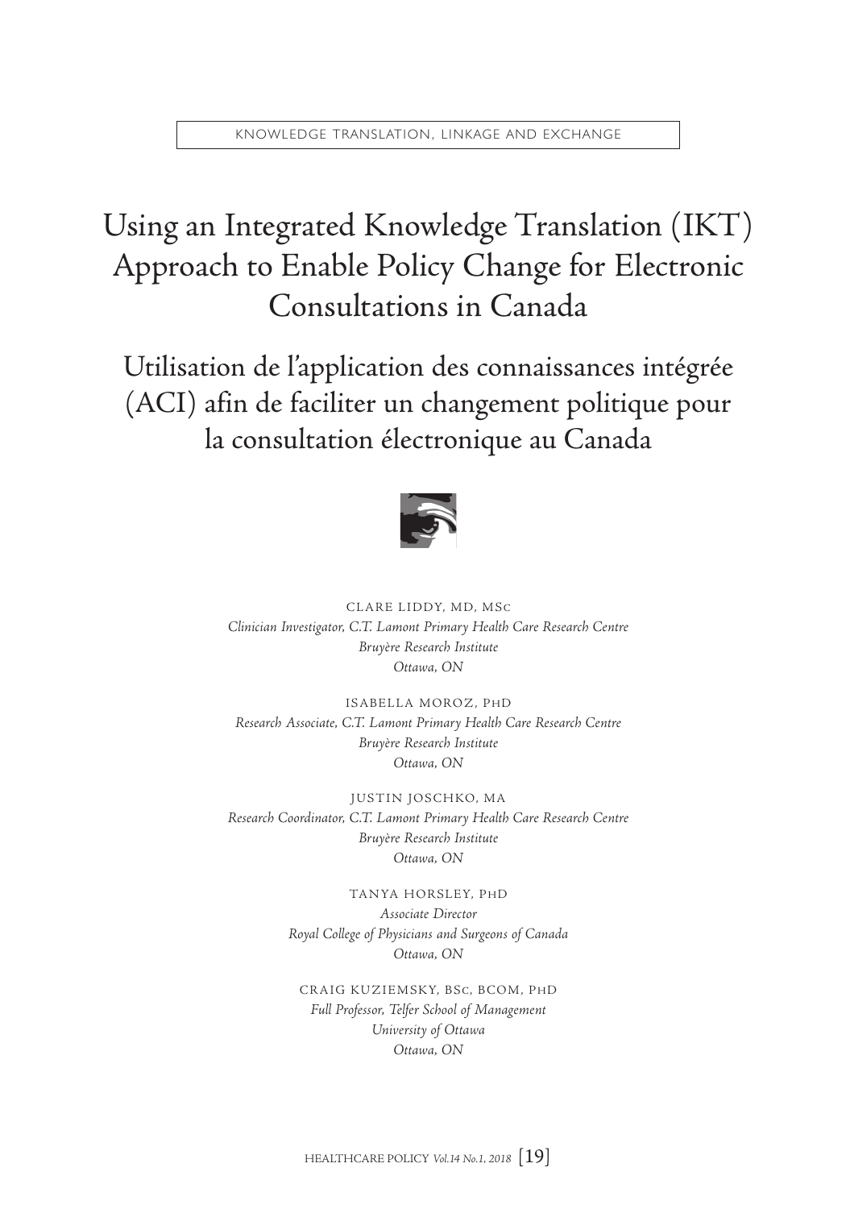KNOWLEDGE TRANSLATION, LINKAGE AND EXCHANGE

# Using an Integrated Knowledge Translation (IKT) Approach to Enable Policy Change for Electronic Consultations in Canada

# Utilisation de l'application des connaissances intégrée (ACI) afin de faciliter un changement politique pour la consultation électronique au Canada

CLARE LIDDY, MD, MSc
*Clinician Investigator, C.T. Lamont Primary Health Care Research Centre*
*Bruyère Research Institute*
*Ottawa, ON*

ISABELLA MOROZ, PhD
*Research Associate, C.T. Lamont Primary Health Care Research Centre*
*Bruyère Research Institute*
*Ottawa, ON*

JUSTIN JOSCHKO, MA
*Research Coordinator, C.T. Lamont Primary Health Care Research Centre*
*Bruyère Research Institute*
*Ottawa, ON*

TANYA HORSLEY, PhD
*Associate Director*
*Royal College of Physicians and Surgeons of Canada*
*Ottawa, ON*

CRAIG KUZIEMSKY, BSc, BCOM, PhD
*Full Professor, Telfer School of Management*
*University of Ottawa*
*Ottawa, ON*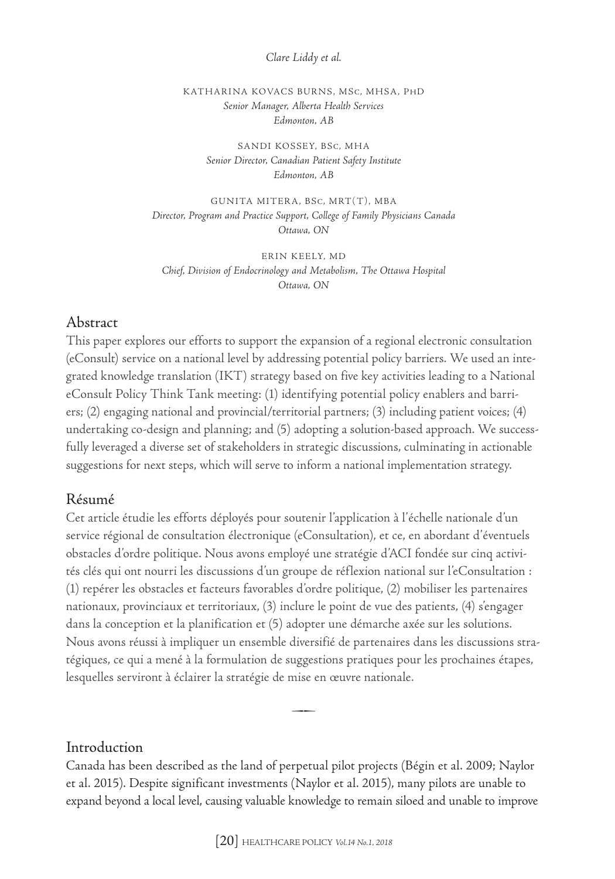Katharina Kovacs Burns, MSc, MHSA, PhD
*Senior Manager, Alberta Health Services*
*Edmonton, AB*

Sandi Kossey, BSc, MHA
*Senior Director, Canadian Patient Safety Institute*
*Edmonton, AB*

Gunita Mitera, BSc, MRT(T), MBA
*Director, Program and Practice Support, College of Family Physicians Canada*
*Ottawa, ON*

Erin Keely, MD
*Chief, Division of Endocrinology and Metabolism, The Ottawa Hospital*
*Ottawa, ON*

## Abstract

This paper explores our efforts to support the expansion of a regional electronic consultation (eConsult) service on a national level by addressing potential policy barriers. We used an integrated knowledge translation (IKT) strategy based on five key activities leading to a National eConsult Policy Think Tank meeting: (1) identifying potential policy enablers and barriers; (2) engaging national and provincial/territorial partners; (3) including patient voices; (4) undertaking co-design and planning; and (5) adopting a solution-based approach. We successfully leveraged a diverse set of stakeholders in strategic discussions, culminating in actionable suggestions for next steps, which will serve to inform a national implementation strategy.

## Résumé

Cet article étudie les efforts déployés pour soutenir l'application à l'échelle nationale d'un service régional de consultation électronique (eConsultation), et ce, en abordant d'éventuels obstacles d'ordre politique. Nous avons employé une stratégie d'ACI fondée sur cinq activités clés qui ont nourri les discussions d'un groupe de réflexion national sur l'eConsultation : (1) repérer les obstacles et facteurs favorables d'ordre politique, (2) mobiliser les partenaires nationaux, provinciaux et territoriaux, (3) inclure le point de vue des patients, (4) s'engager dans la conception et la planification et (5) adopter une démarche axée sur les solutions. Nous avons réussi à impliquer un ensemble diversifié de partenaires dans les discussions stratégiques, ce qui a mené à la formulation de suggestions pratiques pour les prochaines étapes, lesquelles serviront à éclairer la stratégie de mise en œuvre nationale.

## Introduction

Canada has been described as the land of perpetual pilot projects (Bégin et al. 2009; Naylor et al. 2015). Despite significant investments (Naylor et al. 2015), many pilots are unable to expand beyond a local level, causing valuable knowledge to remain siloed and unable to improve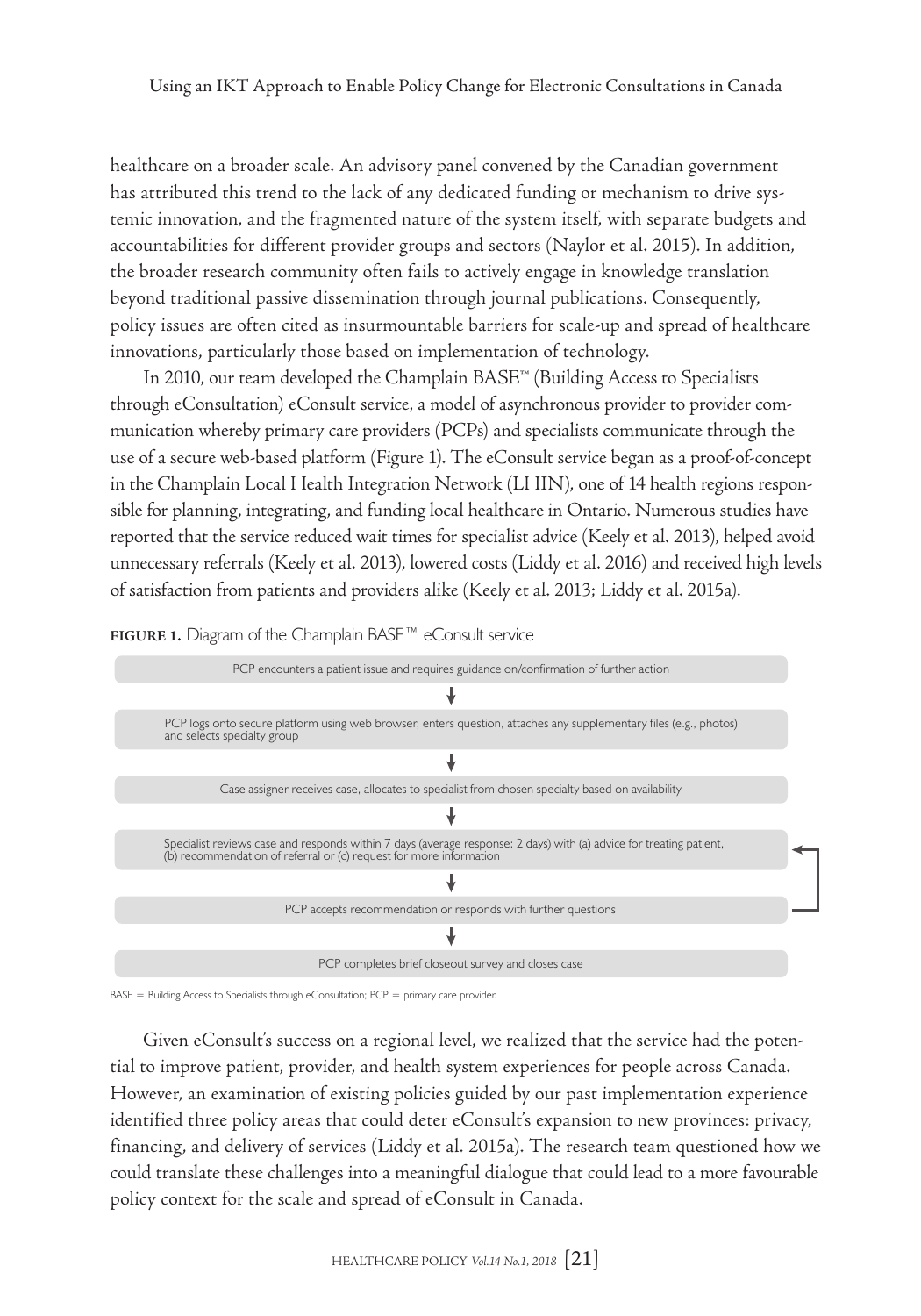healthcare on a broader scale. An advisory panel convened by the Canadian government has attributed this trend to the lack of any dedicated funding or mechanism to drive systemic innovation, and the fragmented nature of the system itself, with separate budgets and accountabilities for different provider groups and sectors (Naylor et al. 2015). In addition, the broader research community often fails to actively engage in knowledge translation beyond traditional passive dissemination through journal publications. Consequently, policy issues are often cited as insurmountable barriers for scale-up and spread of healthcare innovations, particularly those based on implementation of technology.

In 2010, our team developed the Champlain BASE™ (Building Access to Specialists through eConsultation) eConsult service, a model of asynchronous provider to provider communication whereby primary care providers (PCPs) and specialists communicate through the use of a secure web-based platform (Figure 1). The eConsult service began as a proof-of-concept in the Champlain Local Health Integration Network (LHIN), one of 14 health regions responsible for planning, integrating, and funding local healthcare in Ontario. Numerous studies have reported that the service reduced wait times for specialist advice (Keely et al. 2013), helped avoid unnecessary referrals (Keely et al. 2013), lowered costs (Liddy et al. 2016) and received high levels of satisfaction from patients and providers alike (Keely et al. 2013; Liddy et al. 2015a).

**FIGURE 1.** Diagram of the Champlain BASE™ eConsult service

PCP encounters a patient issue and requires guidance on/confirmation of further action

↓

PCP logs onto secure platform using web browser, enters question, attaches any supplementary files (e.g., photos) and selects specialty group

↓

Case assigner receives case, allocates to specialist from chosen specialty based on availability

↓

Specialist reviews case and responds within 7 days (average response: 2 days) with (a) advice for treating patient, (b) recommendation of referral or (c) request for more information

↓

PCP accepts recommendation or responds with further questions (returns to specialist review step)

↓

PCP completes brief closeout survey and closes case

BASE = Building Access to Specialists through eConsultation; PCP = primary care provider.

Given eConsult's success on a regional level, we realized that the service had the potential to improve patient, provider, and health system experiences for people across Canada. However, an examination of existing policies guided by our past implementation experience identified three policy areas that could deter eConsult's expansion to new provinces: privacy, financing, and delivery of services (Liddy et al. 2015a). The research team questioned how we could translate these challenges into a meaningful dialogue that could lead to a more favourable policy context for the scale and spread of eConsult in Canada.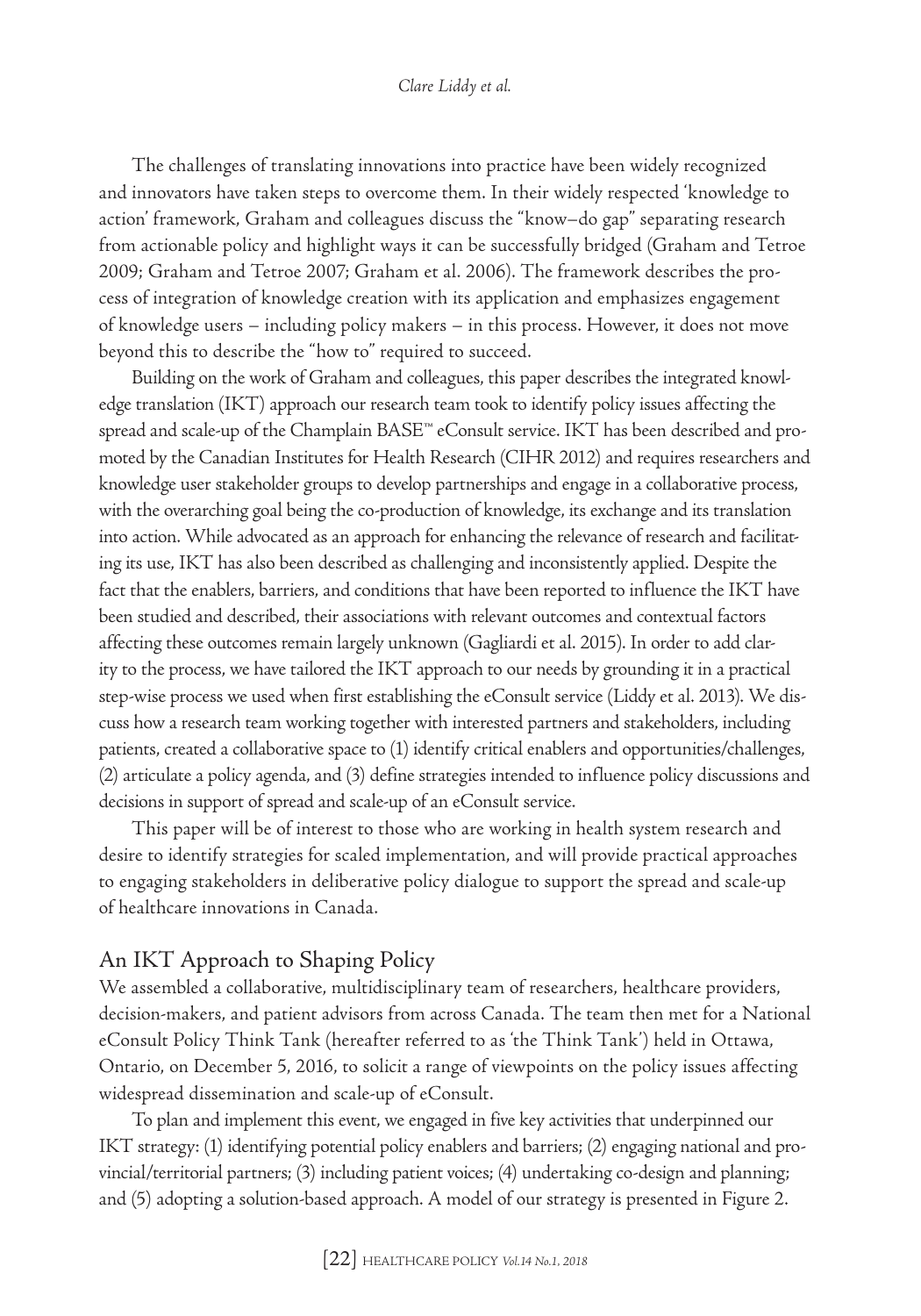The challenges of translating innovations into practice have been widely recognized and innovators have taken steps to overcome them. In their widely respected 'knowledge to action' framework, Graham and colleagues discuss the "know–do gap" separating research from actionable policy and highlight ways it can be successfully bridged (Graham and Tetroe 2009; Graham and Tetroe 2007; Graham et al. 2006). The framework describes the process of integration of knowledge creation with its application and emphasizes engagement of knowledge users – including policy makers – in this process. However, it does not move beyond this to describe the "how to" required to succeed.

Building on the work of Graham and colleagues, this paper describes the integrated knowledge translation (IKT) approach our research team took to identify policy issues affecting the spread and scale-up of the Champlain BASE™ eConsult service. IKT has been described and promoted by the Canadian Institutes for Health Research (CIHR 2012) and requires researchers and knowledge user stakeholder groups to develop partnerships and engage in a collaborative process, with the overarching goal being the co-production of knowledge, its exchange and its translation into action. While advocated as an approach for enhancing the relevance of research and facilitating its use, IKT has also been described as challenging and inconsistently applied. Despite the fact that the enablers, barriers, and conditions that have been reported to influence the IKT have been studied and described, their associations with relevant outcomes and contextual factors affecting these outcomes remain largely unknown (Gagliardi et al. 2015). In order to add clarity to the process, we have tailored the IKT approach to our needs by grounding it in a practical step-wise process we used when first establishing the eConsult service (Liddy et al. 2013). We discuss how a research team working together with interested partners and stakeholders, including patients, created a collaborative space to (1) identify critical enablers and opportunities/challenges, (2) articulate a policy agenda, and (3) define strategies intended to influence policy discussions and decisions in support of spread and scale-up of an eConsult service.

This paper will be of interest to those who are working in health system research and desire to identify strategies for scaled implementation, and will provide practical approaches to engaging stakeholders in deliberative policy dialogue to support the spread and scale-up of healthcare innovations in Canada.

## An IKT Approach to Shaping Policy

We assembled a collaborative, multidisciplinary team of researchers, healthcare providers, decision-makers, and patient advisors from across Canada. The team then met for a National eConsult Policy Think Tank (hereafter referred to as 'the Think Tank') held in Ottawa, Ontario, on December 5, 2016, to solicit a range of viewpoints on the policy issues affecting widespread dissemination and scale-up of eConsult.

To plan and implement this event, we engaged in five key activities that underpinned our IKT strategy: (1) identifying potential policy enablers and barriers; (2) engaging national and provincial/territorial partners; (3) including patient voices; (4) undertaking co-design and planning; and (5) adopting a solution-based approach. A model of our strategy is presented in Figure 2.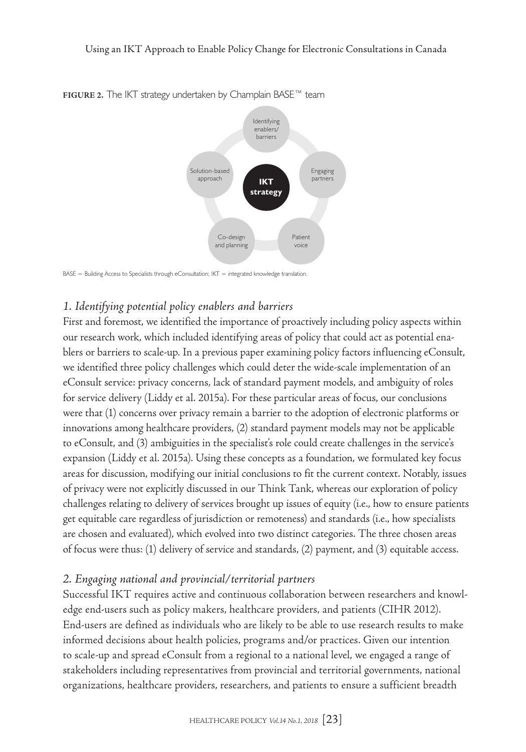**FIGURE 2.** The IKT strategy undertaken by Champlain BASE™ team

BASE = Building Access to Specialists through eConsultation; IKT = integrated knowledge translation.

### *1. Identifying potential policy enablers and barriers*

First and foremost, we identified the importance of proactively including policy aspects within our research work, which included identifying areas of policy that could act as potential enablers or barriers to scale-up. In a previous paper examining policy factors influencing eConsult, we identified three policy challenges which could deter the wide-scale implementation of an eConsult service: privacy concerns, lack of standard payment models, and ambiguity of roles for service delivery (Liddy et al. 2015a). For these particular areas of focus, our conclusions were that (1) concerns over privacy remain a barrier to the adoption of electronic platforms or innovations among healthcare providers, (2) standard payment models may not be applicable to eConsult, and (3) ambiguities in the specialist's role could create challenges in the service's expansion (Liddy et al. 2015a). Using these concepts as a foundation, we formulated key focus areas for discussion, modifying our initial conclusions to fit the current context. Notably, issues of privacy were not explicitly discussed in our Think Tank, whereas our exploration of policy challenges relating to delivery of services brought up issues of equity (i.e., how to ensure patients get equitable care regardless of jurisdiction or remoteness) and standards (i.e., how specialists are chosen and evaluated), which evolved into two distinct categories. The three chosen areas of focus were thus: (1) delivery of service and standards, (2) payment, and (3) equitable access.

### *2. Engaging national and provincial/territorial partners*

Successful IKT requires active and continuous collaboration between researchers and knowledge end-users such as policy makers, healthcare providers, and patients (CIHR 2012). End-users are defined as individuals who are likely to be able to use research results to make informed decisions about health policies, programs and/or practices. Given our intention to scale-up and spread eConsult from a regional to a national level, we engaged a range of stakeholders including representatives from provincial and territorial governments, national organizations, healthcare providers, researchers, and patients to ensure a sufficient breadth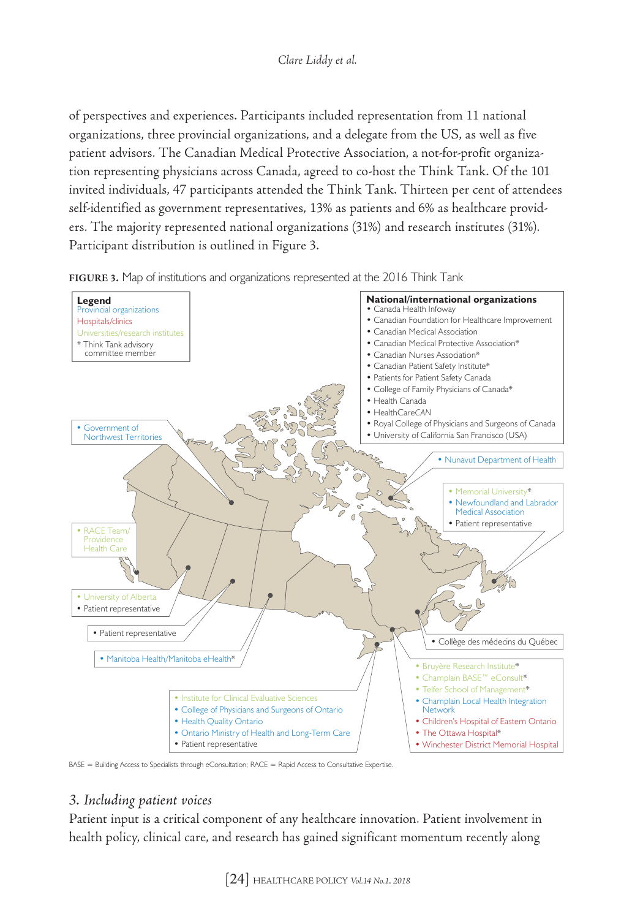of perspectives and experiences. Participants included representation from 11 national organizations, three provincial organizations, and a delegate from the US, as well as five patient advisors. The Canadian Medical Protective Association, a not-for-profit organization representing physicians across Canada, agreed to co-host the Think Tank. Of the 101 invited individuals, 47 participants attended the Think Tank. Thirteen per cent of attendees self-identified as government representatives, 13% as patients and 6% as healthcare providers. The majority represented national organizations (31%) and research institutes (31%). Participant distribution is outlined in Figure 3.

**FIGURE 3.** Map of institutions and organizations represented at the 2016 Think Tank

**Legend**
Provincial organizations
Hospitals/clinics
Universities/research institutes
\* Think Tank advisory committee member

**National/international organizations**
- Canada Health Infoway
- Canadian Foundation for Healthcare Improvement
- Canadian Medical Association
- Canadian Medical Protective Association*
- Canadian Nurses Association*
- Canadian Patient Safety Institute*
- Patients for Patient Safety Canada
- College of Family Physicians of Canada*
- Health Canada
- HealthCare*CAN*
- Royal College of Physicians and Surgeons of Canada
- University of California San Francisco (USA)

- Government of Northwest Territories

- Nunavut Department of Health

- Memorial University*
- Newfoundland and Labrador Medical Association
- Patient representative

- RACE Team/ Providence Health Care

- University of Alberta
- Patient representative

- Patient representative

- Manitoba Health/Manitoba eHealth*

- Collège des médecins du Québec

- Institute for Clinical Evaluative Sciences
- College of Physicians and Surgeons of Ontario
- Health Quality Ontario
- Ontario Ministry of Health and Long-Term Care
- Patient representative

- Bruyère Research Institute*
- Champlain BASE™ eConsult*
- Telfer School of Management*
- Champlain Local Health Integration Network
- Children's Hospital of Eastern Ontario
- The Ottawa Hospital*
- Winchester District Memorial Hospital

BASE = Building Access to Specialists through eConsultation; RACE = Rapid Access to Consultative Expertise.

## *3. Including patient voices*

Patient input is a critical component of any healthcare innovation. Patient involvement in health policy, clinical care, and research has gained significant momentum recently along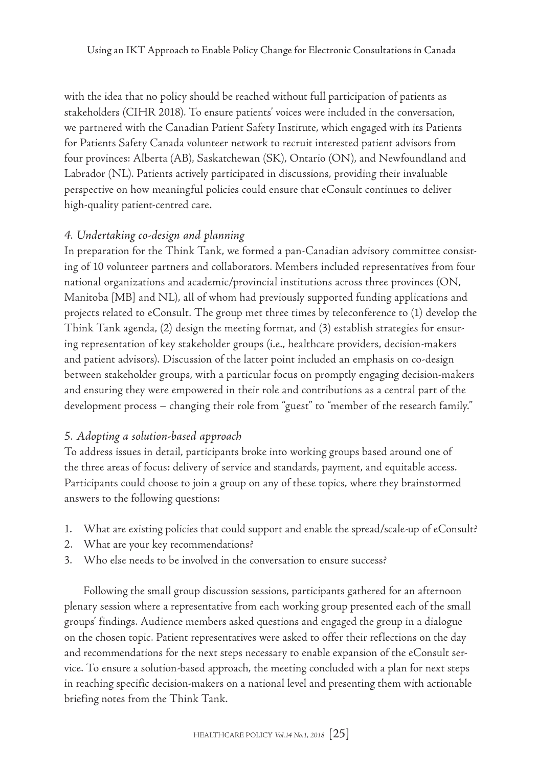with the idea that no policy should be reached without full participation of patients as stakeholders (CIHR 2018). To ensure patients' voices were included in the conversation, we partnered with the Canadian Patient Safety Institute, which engaged with its Patients for Patients Safety Canada volunteer network to recruit interested patient advisors from four provinces: Alberta (AB), Saskatchewan (SK), Ontario (ON), and Newfoundland and Labrador (NL). Patients actively participated in discussions, providing their invaluable perspective on how meaningful policies could ensure that eConsult continues to deliver high-quality patient-centred care.

### *4. Undertaking co-design and planning*

In preparation for the Think Tank, we formed a pan-Canadian advisory committee consisting of 10 volunteer partners and collaborators. Members included representatives from four national organizations and academic/provincial institutions across three provinces (ON, Manitoba [MB] and NL), all of whom had previously supported funding applications and projects related to eConsult. The group met three times by teleconference to (1) develop the Think Tank agenda, (2) design the meeting format, and (3) establish strategies for ensuring representation of key stakeholder groups (i.e., healthcare providers, decision-makers and patient advisors). Discussion of the latter point included an emphasis on co-design between stakeholder groups, with a particular focus on promptly engaging decision-makers and ensuring they were empowered in their role and contributions as a central part of the development process – changing their role from "guest" to "member of the research family."

### *5. Adopting a solution-based approach*

To address issues in detail, participants broke into working groups based around one of the three areas of focus: delivery of service and standards, payment, and equitable access. Participants could choose to join a group on any of these topics, where they brainstormed answers to the following questions:

1. What are existing policies that could support and enable the spread/scale-up of eConsult?
2. What are your key recommendations?
3. Who else needs to be involved in the conversation to ensure success?

Following the small group discussion sessions, participants gathered for an afternoon plenary session where a representative from each working group presented each of the small groups' findings. Audience members asked questions and engaged the group in a dialogue on the chosen topic. Patient representatives were asked to offer their reflections on the day and recommendations for the next steps necessary to enable expansion of the eConsult service. To ensure a solution-based approach, the meeting concluded with a plan for next steps in reaching specific decision-makers on a national level and presenting them with actionable briefing notes from the Think Tank.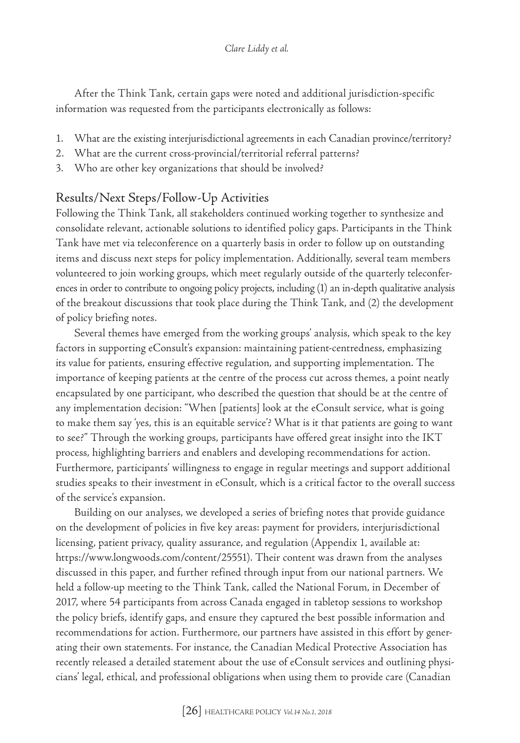After the Think Tank, certain gaps were noted and additional jurisdiction-specific information was requested from the participants electronically as follows:

1. What are the existing interjurisdictional agreements in each Canadian province/territory?
2. What are the current cross-provincial/territorial referral patterns?
3. Who are other key organizations that should be involved?

## Results/Next Steps/Follow-Up Activities

Following the Think Tank, all stakeholders continued working together to synthesize and consolidate relevant, actionable solutions to identified policy gaps. Participants in the Think Tank have met via teleconference on a quarterly basis in order to follow up on outstanding items and discuss next steps for policy implementation. Additionally, several team members volunteered to join working groups, which meet regularly outside of the quarterly teleconferences in order to contribute to ongoing policy projects, including (1) an in-depth qualitative analysis of the breakout discussions that took place during the Think Tank, and (2) the development of policy briefing notes.

Several themes have emerged from the working groups' analysis, which speak to the key factors in supporting eConsult's expansion: maintaining patient-centredness, emphasizing its value for patients, ensuring effective regulation, and supporting implementation. The importance of keeping patients at the centre of the process cut across themes, a point neatly encapsulated by one participant, who described the question that should be at the centre of any implementation decision: "When [patients] look at the eConsult service, what is going to make them say 'yes, this is an equitable service'? What is it that patients are going to want to see?" Through the working groups, participants have offered great insight into the IKT process, highlighting barriers and enablers and developing recommendations for action. Furthermore, participants' willingness to engage in regular meetings and support additional studies speaks to their investment in eConsult, which is a critical factor to the overall success of the service's expansion.

Building on our analyses, we developed a series of briefing notes that provide guidance on the development of policies in five key areas: payment for providers, interjurisdictional licensing, patient privacy, quality assurance, and regulation (Appendix 1, available at: https://www.longwoods.com/content/25551). Their content was drawn from the analyses discussed in this paper, and further refined through input from our national partners. We held a follow-up meeting to the Think Tank, called the National Forum, in December of 2017, where 54 participants from across Canada engaged in tabletop sessions to workshop the policy briefs, identify gaps, and ensure they captured the best possible information and recommendations for action. Furthermore, our partners have assisted in this effort by generating their own statements. For instance, the Canadian Medical Protective Association has recently released a detailed statement about the use of eConsult services and outlining physicians' legal, ethical, and professional obligations when using them to provide care (Canadian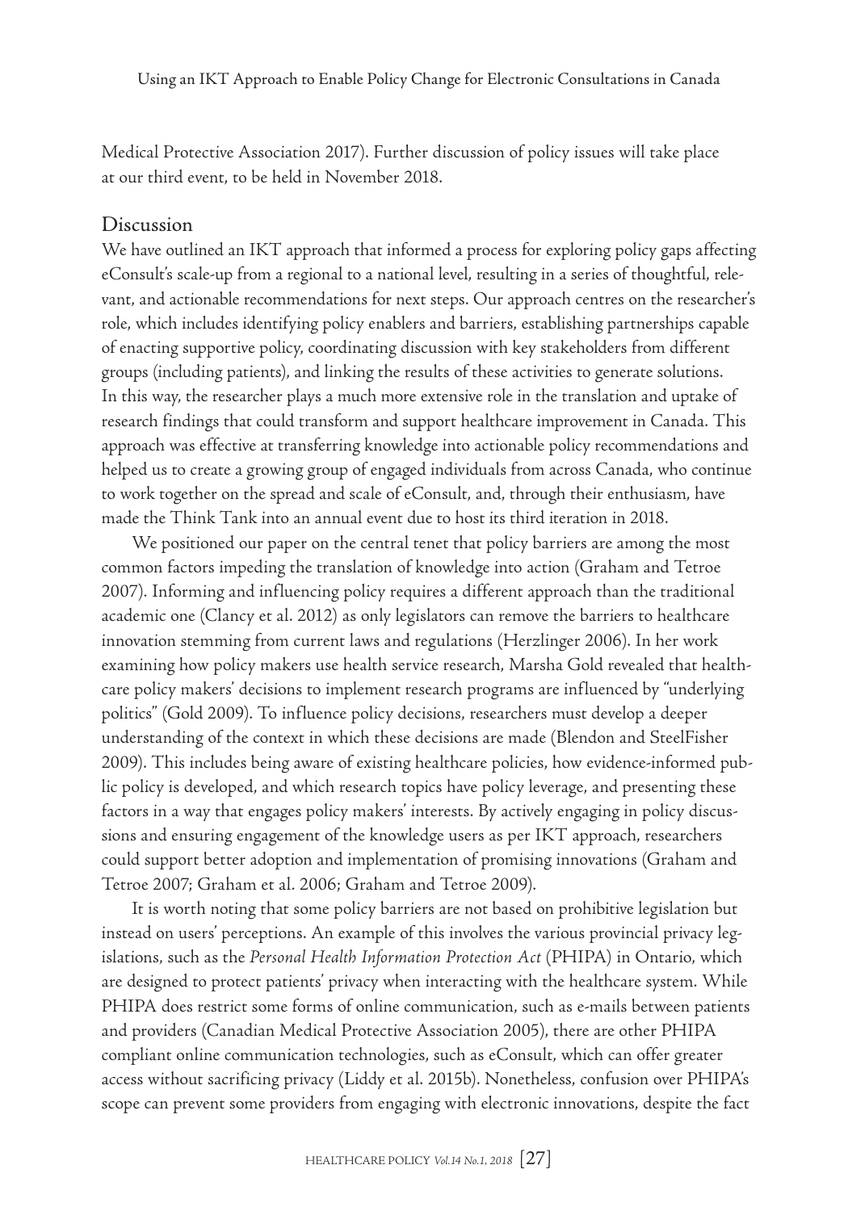Medical Protective Association 2017). Further discussion of policy issues will take place at our third event, to be held in November 2018.

## Discussion

We have outlined an IKT approach that informed a process for exploring policy gaps affecting eConsult's scale-up from a regional to a national level, resulting in a series of thoughtful, relevant, and actionable recommendations for next steps. Our approach centres on the researcher's role, which includes identifying policy enablers and barriers, establishing partnerships capable of enacting supportive policy, coordinating discussion with key stakeholders from different groups (including patients), and linking the results of these activities to generate solutions. In this way, the researcher plays a much more extensive role in the translation and uptake of research findings that could transform and support healthcare improvement in Canada. This approach was effective at transferring knowledge into actionable policy recommendations and helped us to create a growing group of engaged individuals from across Canada, who continue to work together on the spread and scale of eConsult, and, through their enthusiasm, have made the Think Tank into an annual event due to host its third iteration in 2018.

We positioned our paper on the central tenet that policy barriers are among the most common factors impeding the translation of knowledge into action (Graham and Tetroe 2007). Informing and influencing policy requires a different approach than the traditional academic one (Clancy et al. 2012) as only legislators can remove the barriers to healthcare innovation stemming from current laws and regulations (Herzlinger 2006). In her work examining how policy makers use health service research, Marsha Gold revealed that healthcare policy makers' decisions to implement research programs are influenced by "underlying politics" (Gold 2009). To influence policy decisions, researchers must develop a deeper understanding of the context in which these decisions are made (Blendon and SteelFisher 2009). This includes being aware of existing healthcare policies, how evidence-informed public policy is developed, and which research topics have policy leverage, and presenting these factors in a way that engages policy makers' interests. By actively engaging in policy discussions and ensuring engagement of the knowledge users as per IKT approach, researchers could support better adoption and implementation of promising innovations (Graham and Tetroe 2007; Graham et al. 2006; Graham and Tetroe 2009).

It is worth noting that some policy barriers are not based on prohibitive legislation but instead on users' perceptions. An example of this involves the various provincial privacy legislations, such as the *Personal Health Information Protection Act* (PHIPA) in Ontario, which are designed to protect patients' privacy when interacting with the healthcare system. While PHIPA does restrict some forms of online communication, such as e-mails between patients and providers (Canadian Medical Protective Association 2005), there are other PHIPA compliant online communication technologies, such as eConsult, which can offer greater access without sacrificing privacy (Liddy et al. 2015b). Nonetheless, confusion over PHIPA's scope can prevent some providers from engaging with electronic innovations, despite the fact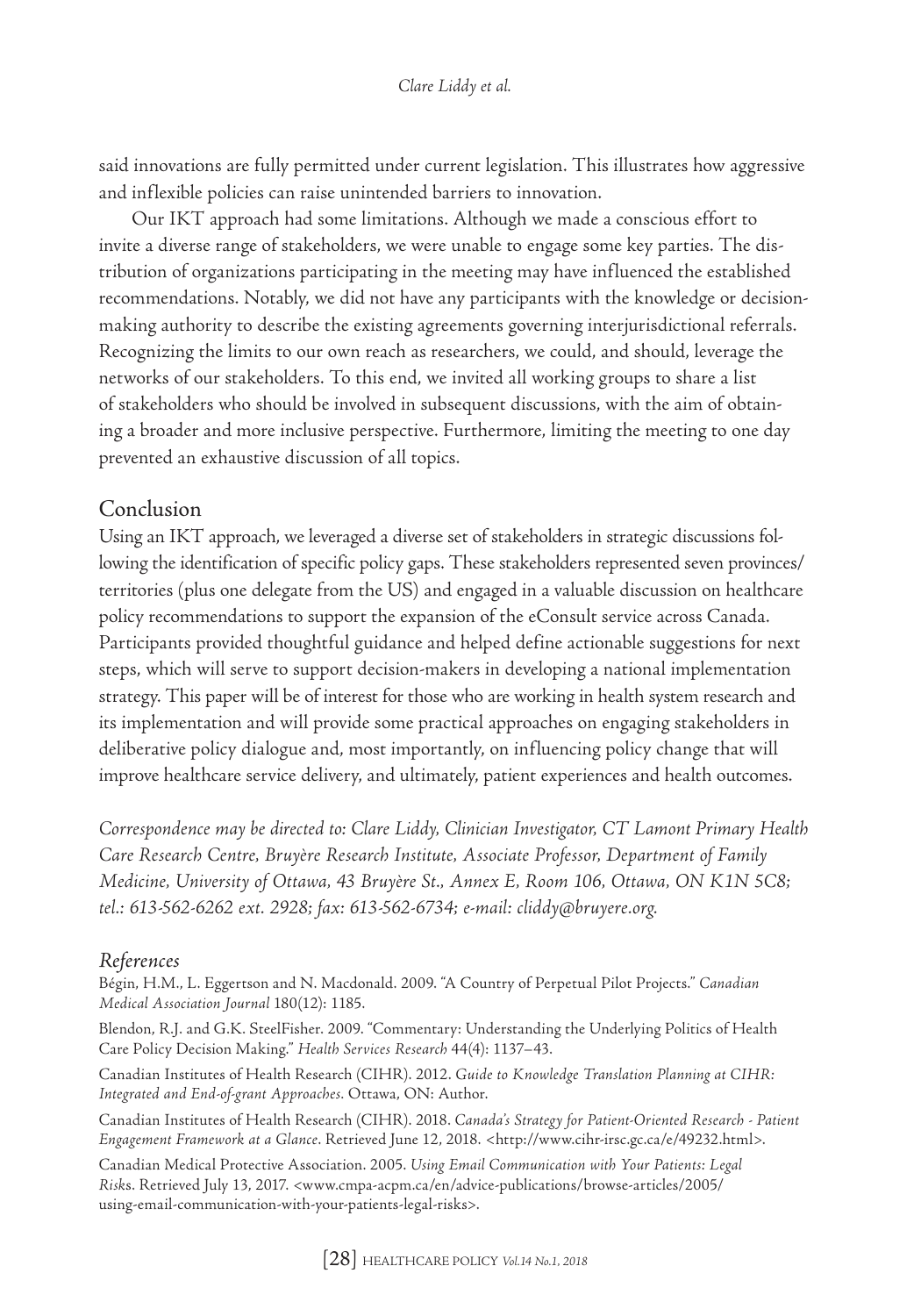said innovations are fully permitted under current legislation. This illustrates how aggressive and inflexible policies can raise unintended barriers to innovation.

Our IKT approach had some limitations. Although we made a conscious effort to invite a diverse range of stakeholders, we were unable to engage some key parties. The distribution of organizations participating in the meeting may have influenced the established recommendations. Notably, we did not have any participants with the knowledge or decision-making authority to describe the existing agreements governing interjurisdictional referrals. Recognizing the limits to our own reach as researchers, we could, and should, leverage the networks of our stakeholders. To this end, we invited all working groups to share a list of stakeholders who should be involved in subsequent discussions, with the aim of obtaining a broader and more inclusive perspective. Furthermore, limiting the meeting to one day prevented an exhaustive discussion of all topics.

## Conclusion

Using an IKT approach, we leveraged a diverse set of stakeholders in strategic discussions following the identification of specific policy gaps. These stakeholders represented seven provinces/territories (plus one delegate from the US) and engaged in a valuable discussion on healthcare policy recommendations to support the expansion of the eConsult service across Canada. Participants provided thoughtful guidance and helped define actionable suggestions for next steps, which will serve to support decision-makers in developing a national implementation strategy. This paper will be of interest for those who are working in health system research and its implementation and will provide some practical approaches on engaging stakeholders in deliberative policy dialogue and, most importantly, on influencing policy change that will improve healthcare service delivery, and ultimately, patient experiences and health outcomes.

*Correspondence may be directed to: Clare Liddy, Clinician Investigator, CT Lamont Primary Health Care Research Centre, Bruyère Research Institute, Associate Professor, Department of Family Medicine, University of Ottawa, 43 Bruyère St., Annex E, Room 106, Ottawa, ON K1N 5C8; tel.: 613-562-6262 ext. 2928; fax: 613-562-6734; e-mail: cliddy@bruyere.org.*

### *References*

Bégin, H.M., L. Eggertson and N. Macdonald. 2009. "A Country of Perpetual Pilot Projects." *Canadian Medical Association Journal* 180(12): 1185.

Blendon, R.J. and G.K. SteelFisher. 2009. "Commentary: Understanding the Underlying Politics of Health Care Policy Decision Making." *Health Services Research* 44(4): 1137–43.

Canadian Institutes of Health Research (CIHR). 2012. *Guide to Knowledge Translation Planning at CIHR: Integrated and End-of-grant Approaches.* Ottawa, ON: Author.

Canadian Institutes of Health Research (CIHR). 2018. *Canada's Strategy for Patient-Oriented Research - Patient Engagement Framework at a Glance.* Retrieved June 12, 2018. <http://www.cihr-irsc.gc.ca/e/49232.html>.

Canadian Medical Protective Association. 2005. *Using Email Communication with Your Patients: Legal Risks.* Retrieved July 13, 2017. <www.cmpa-acpm.ca/en/advice-publications/browse-articles/2005/using-email-communication-with-your-patients-legal-risks>.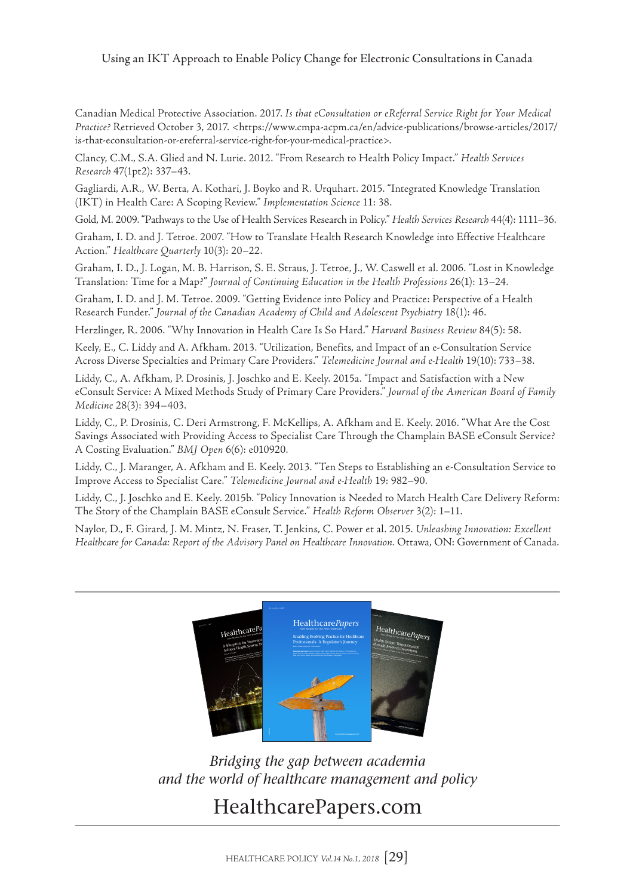Canadian Medical Protective Association. 2017. *Is that eConsultation or eReferral Service Right for Your Medical Practice?* Retrieved October 3, 2017. <https://www.cmpa-acpm.ca/en/advice-publications/browse-articles/2017/is-that-econsultation-or-ereferral-service-right-for-your-medical-practice>.

Clancy, C.M., S.A. Glied and N. Lurie. 2012. "From Research to Health Policy Impact." *Health Services Research* 47(1pt2): 337–43.

Gagliardi, A.R., W. Berta, A. Kothari, J. Boyko and R. Urquhart. 2015. "Integrated Knowledge Translation (IKT) in Health Care: A Scoping Review." *Implementation Science* 11: 38.

Gold, M. 2009. "Pathways to the Use of Health Services Research in Policy." *Health Services Research* 44(4): 1111–36.

Graham, I. D. and J. Tetroe. 2007. "How to Translate Health Research Knowledge into Effective Healthcare Action." *Healthcare Quarterly* 10(3): 20–22.

Graham, I. D., J. Logan, M. B. Harrison, S. E. Straus, J. Tetroe, J., W. Caswell et al. 2006. "Lost in Knowledge Translation: Time for a Map?" *Journal of Continuing Education in the Health Professions* 26(1): 13–24.

Graham, I. D. and J. M. Tetroe. 2009. "Getting Evidence into Policy and Practice: Perspective of a Health Research Funder." *Journal of the Canadian Academy of Child and Adolescent Psychiatry* 18(1): 46.

Herzlinger, R. 2006. "Why Innovation in Health Care Is So Hard." *Harvard Business Review* 84(5): 58.

Keely, E., C. Liddy and A. Afkham. 2013. "Utilization, Benefits, and Impact of an e-Consultation Service Across Diverse Specialties and Primary Care Providers." *Telemedicine Journal and e-Health* 19(10): 733–38.

Liddy, C., A. Afkham, P. Drosinis, J. Joschko and E. Keely. 2015a. "Impact and Satisfaction with a New eConsult Service: A Mixed Methods Study of Primary Care Providers." *Journal of the American Board of Family Medicine* 28(3): 394–403.

Liddy, C., P. Drosinis, C. Deri Armstrong, F. McKellips, A. Afkham and E. Keely. 2016. "What Are the Cost Savings Associated with Providing Access to Specialist Care Through the Champlain BASE eConsult Service? A Costing Evaluation." *BMJ Open* 6(6): e010920.

Liddy, C., J. Maranger, A. Afkham and E. Keely. 2013. "Ten Steps to Establishing an e-Consultation Service to Improve Access to Specialist Care." *Telemedicine Journal and e-Health* 19: 982–90.

Liddy, C., J. Joschko and E. Keely. 2015b. "Policy Innovation is Needed to Match Health Care Delivery Reform: The Story of the Champlain BASE eConsult Service." *Health Reform Observer* 3(2): 1–11.

Naylor, D., F. Girard, J. M. Mintz, N. Fraser, T. Jenkins, C. Power et al. 2015. *Unleashing Innovation: Excellent Healthcare for Canada: Report of the Advisory Panel on Healthcare Innovation.* Ottawa, ON: Government of Canada.

*Bridging the gap between academia and the world of healthcare management and policy*

HealthcarePapers.com